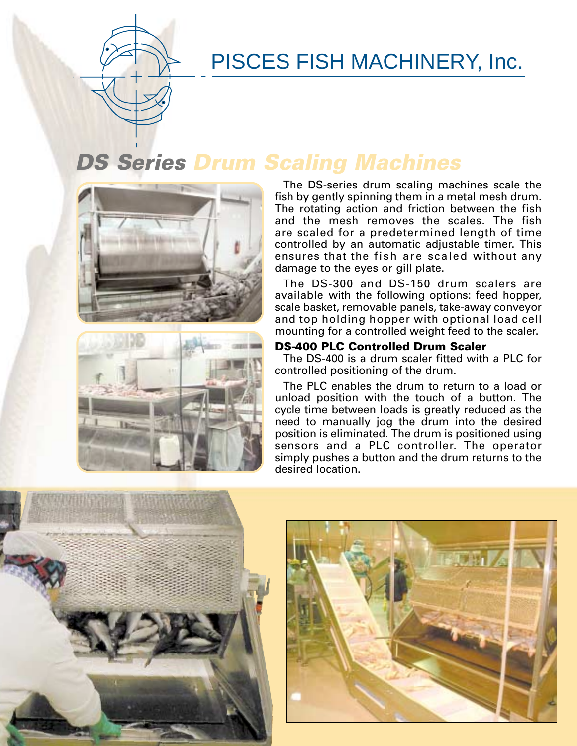# PISCES FISH MACHINERY, Inc.

## DS Series Drum Scaling Machines

The DS-series drum scaling machines scale the fish by gently spinning them in a metal mesh drum. The rotating action and friction between the fish and the mesh removes the scales. The fish are scaled for a predetermined length of time controlled by an automatic adjustable timer. This ensures that the fish are scaled without any damage to the eyes or gill plate.

The DS-300 and DS-150 drum scalers are available with the following options: feed hopper, scale basket, removable panels, take-away conveyor and top holding hopper with optional load cell mounting for a controlled weight feed to the scaler.

### DS-400 PLC Controlled Drum Scaler

The DS-400 is a drum scaler fitted with a PLC for controlled positioning of the drum.

The PLC enables the drum to return to a load or unload position with the touch of a button. The cycle time between loads is greatly reduced as the need to manually jog the drum into the desired position is eliminated. The drum is positioned using sensors and a PLC controller. The operator simply pushes a button and the drum returns to the desired location.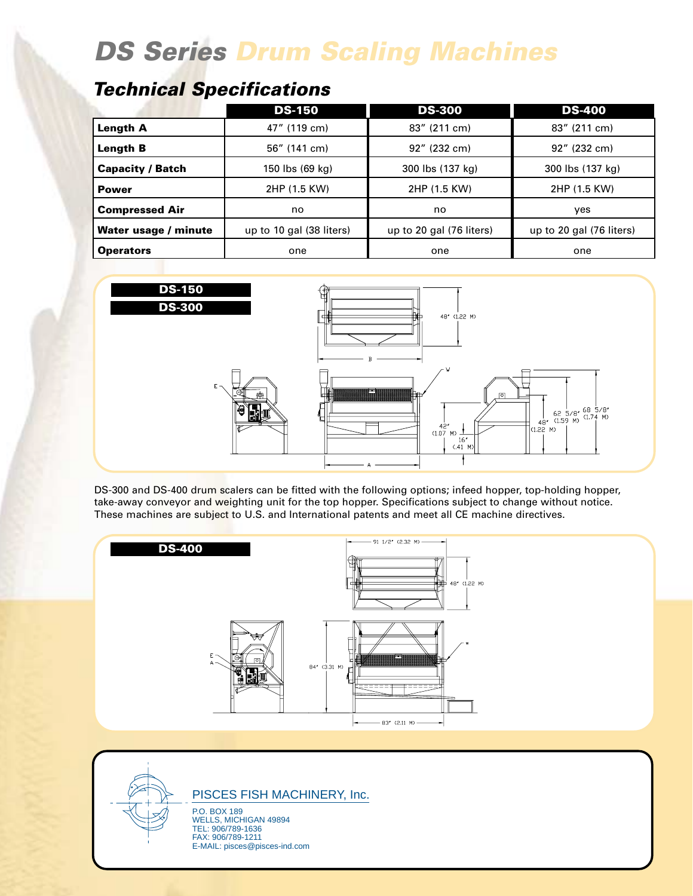# DS Series Drum Scaling Machines

## Technical Specifications

| | DS-150 | DS-300 | DS-400 |
|---|---|---|---|
| **Length A** | 47" (119 cm) | 83" (211 cm) | 83" (211 cm) |
| **Length B** | 56" (141 cm) | 92" (232 cm) | 92" (232 cm) |
| **Capacity / Batch** | 150 lbs (69 kg) | 300 lbs (137 kg) | 300 lbs (137 kg) |
| **Power** | 2HP (1.5 KW) | 2HP (1.5 KW) | 2HP (1.5 KW) |
| **Compressed Air** | no | no | yes |
| **Water usage / minute** | up to 10 gal (38 liters) | up to 20 gal (76 liters) | up to 20 gal (76 liters) |
| **Operators** | one | one | one |

**DS-150**
**DS-300**

48" (1.22 M)
B
W
E
42" (1.07 M)
16" (.41 M)
48" (1.22 M)
62 5/8" (1.59 M)
68 5/8" (1.74 M)
A

DS-300 and DS-400 drum scalers can be fitted with the following options; infeed hopper, top-holding hopper, take-away conveyor and weighting unit for the top hopper. Specifications subject to change without notice. These machines are subject to U.S. and International patents and meet all CE machine directives.

**DS-400**

91 1/2" (2.32 M)
48" (1.22 M)
E
A
84" (3.31 M)
W
83" (2.11 M)

PISCES FISH MACHINERY, Inc.

P.O. BOX 189
WELLS, MICHIGAN 49894
TEL: 906/789-1636
FAX: 906/789-1211
E-MAIL: pisces@pisces-ind.com